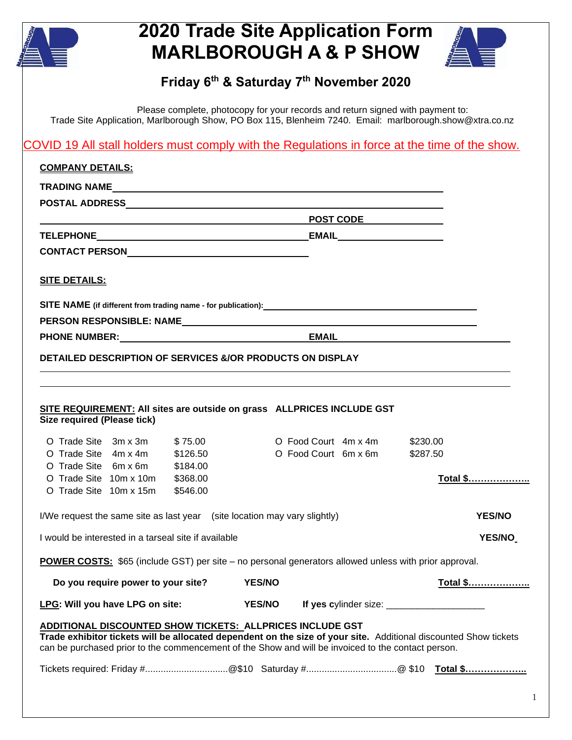# 2020 Trade Site Application Form
# MARLBOROUGH A & P SHOW

## Friday 6th & Saturday 7th November 2020

Please complete, photocopy for your records and return signed with payment to:
Trade Site Application, Marlborough Show, PO Box 115, Blenheim 7240. Email: marlborough.show@xtra.co.nz

COVID 19 All stall holders must comply with the Regulations in force at the time of the show.

**COMPANY DETAILS:**

**TRADING NAME** ______________________________________________

**POSTAL ADDRESS** ______________________________________________

______________________________________ **POST CODE** __________

**TELEPHONE** ______________________________ **EMAIL** ______________

**CONTACT PERSON** __________________________

**SITE DETAILS:**

**SITE NAME (if different from trading name - for publication):** ______________________

**PERSON RESPONSIBLE: NAME** ______________________________________

**PHONE NUMBER:** ______________________________ **EMAIL** ______________________

**DETAILED DESCRIPTION OF SERVICES &/OR PRODUCTS ON DISPLAY**

______________________________________________________________________

______________________________________________________________________

**SITE REQUIREMENT: All sites are outside on grass ALLPRICES INCLUDE GST**
**Size required (Please tick)**

| | | | | | |
|---|---|---|---|---|---|
| O Trade Site | 3m x 3m | $ 75.00 | O Food Court | 4m x 4m | $230.00 |
| O Trade Site | 4m x 4m | $126.50 | O Food Court | 6m x 6m | $287.50 |
| O Trade Site | 6m x 6m | $184.00 | | | |
| O Trade Site | 10m x 10m | $368.00 | | | **Total $………………..** |
| O Trade Site | 10m x 15m | $546.00 | | | |

I/We request the same site as last year (site location may vary slightly) **YES/NO**

I would be interested in a tarseal site if available **YES/NO**

**POWER COSTS:** $65 (include GST) per site – no personal generators allowed unless with prior approval.

**Do you require power to your site?** **YES/NO** **Total $………………..**

**LPG: Will you have LPG on site:** **YES/NO** **If yes cylinder size:** ___________________

**ADDITIONAL DISCOUNTED SHOW TICKETS: ALLPRICES INCLUDE GST**
**Trade exhibitor tickets will be allocated dependent on the size of your site.** Additional discounted Show tickets can be purchased prior to the commencement of the Show and will be invoiced to the contact person.

Tickets required: Friday #................................@$10 Saturday #..................................@ $10 **Total $………………..**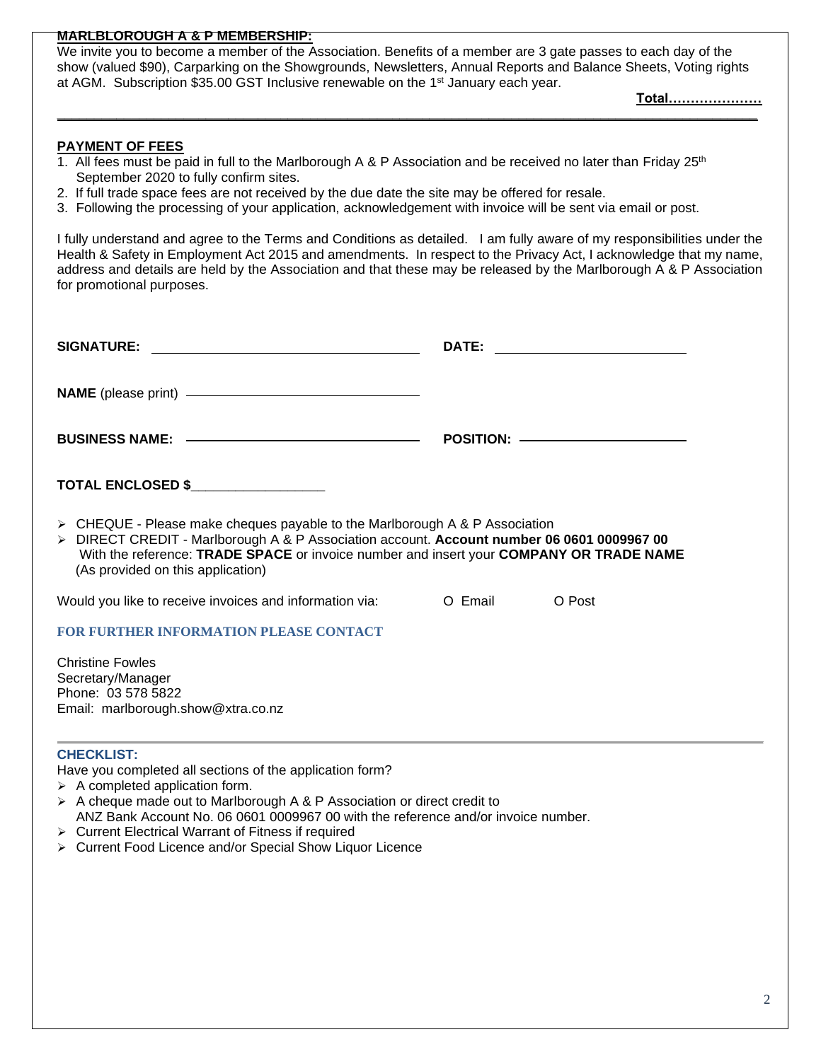**MARLBLOROUGH A & P MEMBERSHIP:**

We invite you to become a member of the Association. Benefits of a member are 3 gate passes to each day of the show (valued $90), Carparking on the Showgrounds, Newsletters, Annual Reports and Balance Sheets, Voting rights at AGM. Subscription $35.00 GST Inclusive renewable on the 1st January each year.

**Total…………………**

---

**PAYMENT OF FEES**

1. All fees must be paid in full to the Marlborough A & P Association and be received no later than Friday 25th September 2020 to fully confirm sites.
2. If full trade space fees are not received by the due date the site may be offered for resale.
3. Following the processing of your application, acknowledgement with invoice will be sent via email or post.

I fully understand and agree to the Terms and Conditions as detailed. I am fully aware of my responsibilities under the Health & Safety in Employment Act 2015 and amendments. In respect to the Privacy Act, I acknowledge that my name, address and details are held by the Association and that these may be released by the Marlborough A & P Association for promotional purposes.

**SIGNATURE:** ______________________________ **DATE:** ______________________

**NAME** (please print) ______________________________

**BUSINESS NAME:** ______________________________ **POSITION:** ______________________

**TOTAL ENCLOSED $**__________________

- CHEQUE - Please make cheques payable to the Marlborough A & P Association
- DIRECT CREDIT - Marlborough A & P Association account. **Account number 06 0601 0009967 00** With the reference: **TRADE SPACE** or invoice number and insert your **COMPANY OR TRADE NAME** (As provided on this application)

Would you like to receive invoices and information via: O Email O Post

**FOR FURTHER INFORMATION PLEASE CONTACT**

Christine Fowles
Secretary/Manager
Phone: 03 578 5822
Email: marlborough.show@xtra.co.nz

---

**CHECKLIST:**

Have you completed all sections of the application form?

- A completed application form.
- A cheque made out to Marlborough A & P Association or direct credit to ANZ Bank Account No. 06 0601 0009967 00 with the reference and/or invoice number.
- Current Electrical Warrant of Fitness if required
- Current Food Licence and/or Special Show Liquor Licence